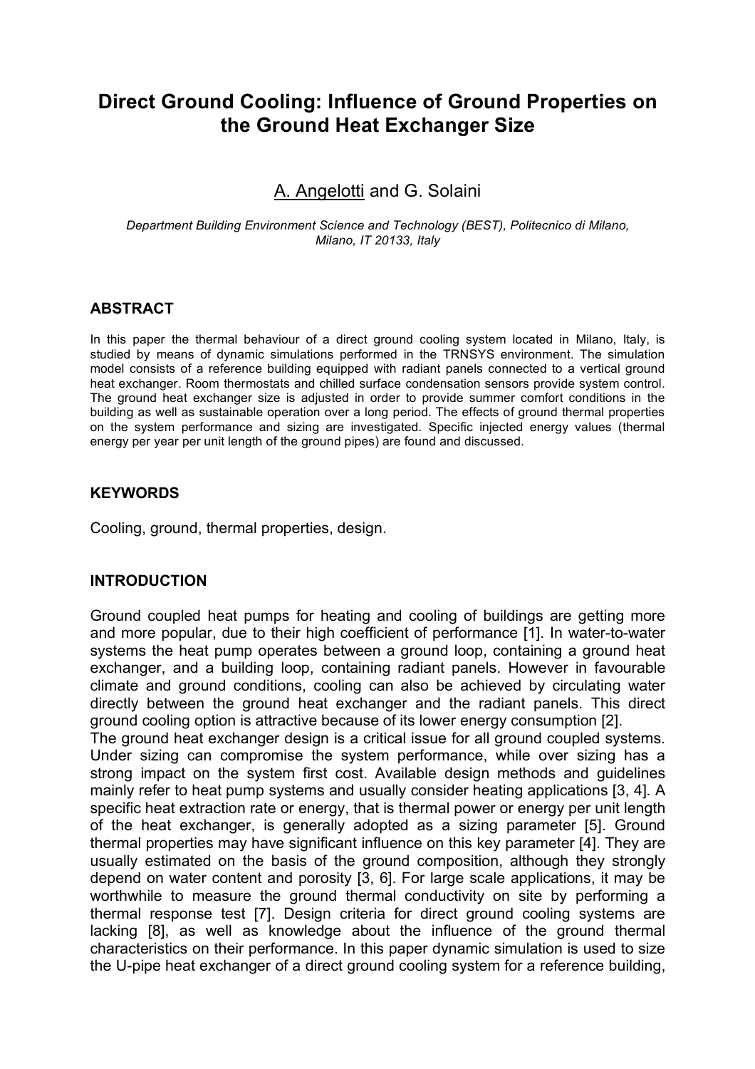# Direct Ground Cooling: Influence of Ground Properties on the Ground Heat Exchanger Size

A. Angelotti and G. Solaini

*Department Building Environment Science and Technology (BEST), Politecnico di Milano, Milano, IT 20133, Italy*

## ABSTRACT

In this paper the thermal behaviour of a direct ground cooling system located in Milano, Italy, is studied by means of dynamic simulations performed in the TRNSYS environment. The simulation model consists of a reference building equipped with radiant panels connected to a vertical ground heat exchanger. Room thermostats and chilled surface condensation sensors provide system control. The ground heat exchanger size is adjusted in order to provide summer comfort conditions in the building as well as sustainable operation over a long period. The effects of ground thermal properties on the system performance and sizing are investigated. Specific injected energy values (thermal energy per year per unit length of the ground pipes) are found and discussed.

## KEYWORDS

Cooling, ground, thermal properties, design.

## INTRODUCTION

Ground coupled heat pumps for heating and cooling of buildings are getting more and more popular, due to their high coefficient of performance [1]. In water-to-water systems the heat pump operates between a ground loop, containing a ground heat exchanger, and a building loop, containing radiant panels. However in favourable climate and ground conditions, cooling can also be achieved by circulating water directly between the ground heat exchanger and the radiant panels. This direct ground cooling option is attractive because of its lower energy consumption [2].

The ground heat exchanger design is a critical issue for all ground coupled systems. Under sizing can compromise the system performance, while over sizing has a strong impact on the system first cost. Available design methods and guidelines mainly refer to heat pump systems and usually consider heating applications [3, 4]. A specific heat extraction rate or energy, that is thermal power or energy per unit length of the heat exchanger, is generally adopted as a sizing parameter [5]. Ground thermal properties may have significant influence on this key parameter [4]. They are usually estimated on the basis of the ground composition, although they strongly depend on water content and porosity [3, 6]. For large scale applications, it may be worthwhile to measure the ground thermal conductivity on site by performing a thermal response test [7]. Design criteria for direct ground cooling systems are lacking [8], as well as knowledge about the influence of the ground thermal characteristics on their performance. In this paper dynamic simulation is used to size the U-pipe heat exchanger of a direct ground cooling system for a reference building,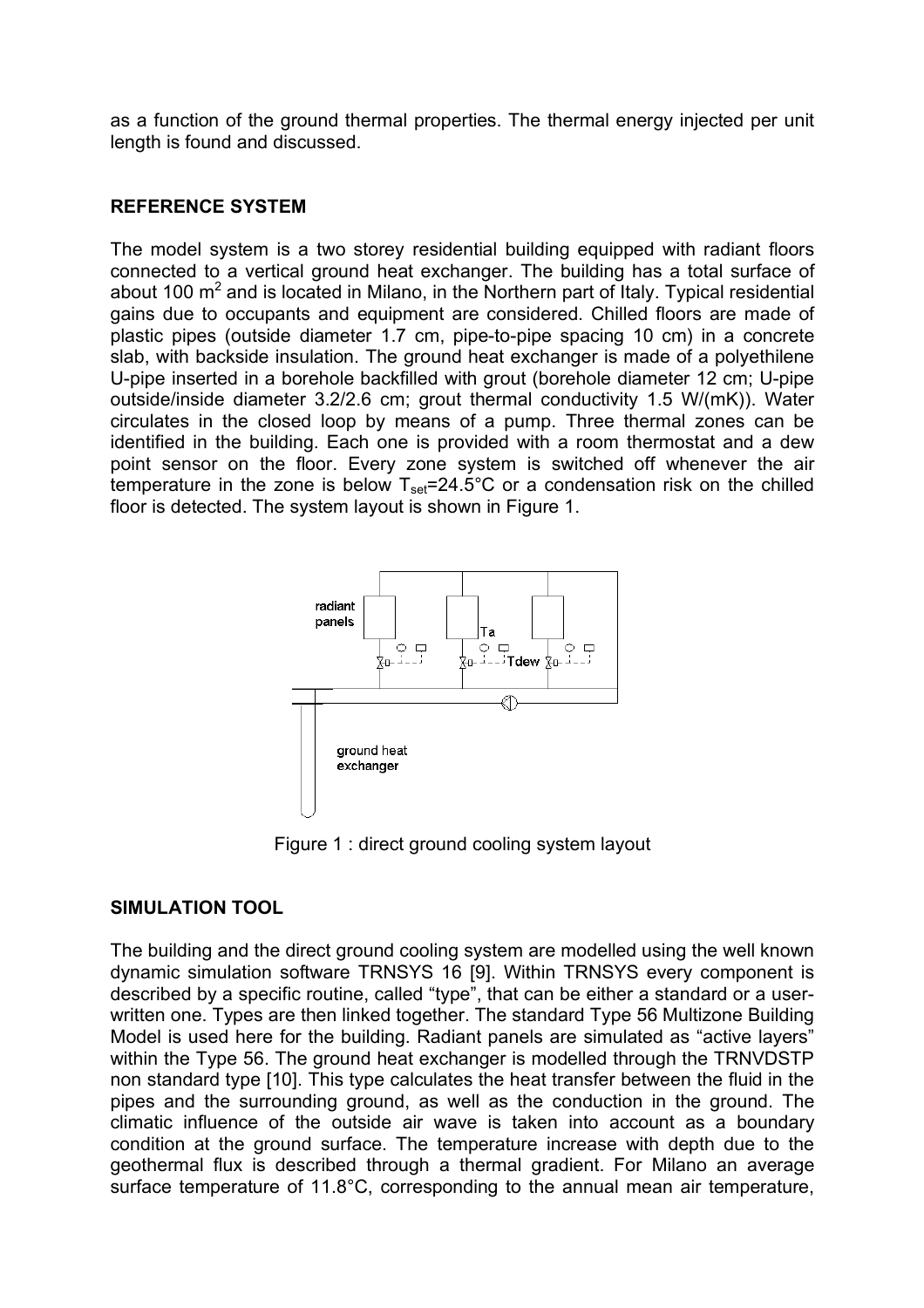as a function of the ground thermal properties. The thermal energy injected per unit length is found and discussed.

## REFERENCE SYSTEM

The model system is a two storey residential building equipped with radiant floors connected to a vertical ground heat exchanger. The building has a total surface of about 100 $m^2$ and is located in Milano, in the Northern part of Italy. Typical residential gains due to occupants and equipment are considered. Chilled floors are made of plastic pipes (outside diameter 1.7 cm, pipe-to-pipe spacing 10 cm) in a concrete slab, with backside insulation. The ground heat exchanger is made of a polyethilene U-pipe inserted in a borehole backfilled with grout (borehole diameter 12 cm; U-pipe outside/inside diameter 3.2/2.6 cm; grout thermal conductivity 1.5 W/(mK)). Water circulates in the closed loop by means of a pump. Three thermal zones can be identified in the building. Each one is provided with a room thermostat and a dew point sensor on the floor. Every zone system is switched off whenever the air temperature in the zone is below $T_{set}$=24.5°C or a condensation risk on the chilled floor is detected. The system layout is shown in Figure 1.

Figure 1 : direct ground cooling system layout

## SIMULATION TOOL

The building and the direct ground cooling system are modelled using the well known dynamic simulation software TRNSYS 16 [9]. Within TRNSYS every component is described by a specific routine, called "type", that can be either a standard or a user-written one. Types are then linked together. The standard Type 56 Multizone Building Model is used here for the building. Radiant panels are simulated as "active layers" within the Type 56. The ground heat exchanger is modelled through the TRNVDSTP non standard type [10]. This type calculates the heat transfer between the fluid in the pipes and the surrounding ground, as well as the conduction in the ground. The climatic influence of the outside air wave is taken into account as a boundary condition at the ground surface. The temperature increase with depth due to the geothermal flux is described through a thermal gradient. For Milano an average surface temperature of 11.8°C, corresponding to the annual mean air temperature,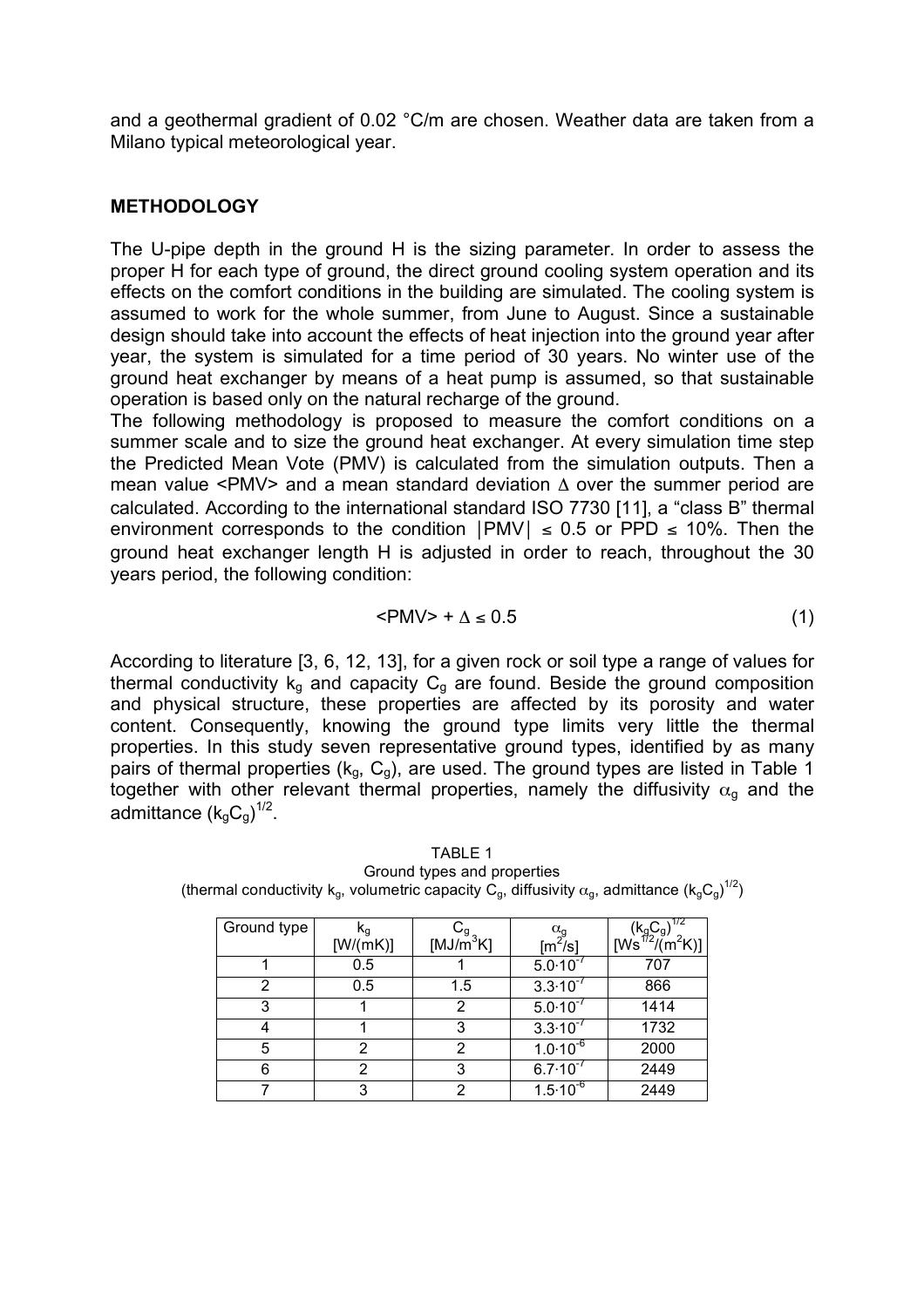and a geothermal gradient of 0.02 °C/m are chosen. Weather data are taken from a Milano typical meteorological year.

## METHODOLOGY

The U-pipe depth in the ground H is the sizing parameter. In order to assess the proper H for each type of ground, the direct ground cooling system operation and its effects on the comfort conditions in the building are simulated. The cooling system is assumed to work for the whole summer, from June to August. Since a sustainable design should take into account the effects of heat injection into the ground year after year, the system is simulated for a time period of 30 years. No winter use of the ground heat exchanger by means of a heat pump is assumed, so that sustainable operation is based only on the natural recharge of the ground.

The following methodology is proposed to measure the comfort conditions on a summer scale and to size the ground heat exchanger. At every simulation time step the Predicted Mean Vote (PMV) is calculated from the simulation outputs. Then a mean value <PMV> and a mean standard deviation $\Delta$ over the summer period are calculated. According to the international standard ISO 7730 [11], a "class B" thermal environment corresponds to the condition $|PMV| \leq 0.5$ or $PPD \leq 10\%$. Then the ground heat exchanger length H is adjusted in order to reach, throughout the 30 years period, the following condition:

$$<PMV> + \Delta \leq 0.5 \tag{1}$$

According to literature [3, 6, 12, 13], for a given rock or soil type a range of values for thermal conductivity $k_g$ and capacity $C_g$ are found. Beside the ground composition and physical structure, these properties are affected by its porosity and water content. Consequently, knowing the ground type limits very little the thermal properties. In this study seven representative ground types, identified by as many pairs of thermal properties ($k_g$, $C_g$), are used. The ground types are listed in Table 1 together with other relevant thermal properties, namely the diffusivity $\alpha_g$ and the admittance $(k_g C_g)^{1/2}$.

TABLE 1
Ground types and properties
(thermal conductivity $k_g$, volumetric capacity $C_g$, diffusivity $\alpha_g$, admittance $(k_g C_g)^{1/2}$)

| Ground type | $k_g$ [W/(mK)] | $C_g$ [MJ/m$^3$K] | $\alpha_g$ [m$^2$/s] | $(k_g C_g)^{1/2}$ [Ws$^{1/2}$/(m$^2$K)] |
|---|---|---|---|---|
| 1 | 0.5 | 1 | $5.0 \cdot 10^{-7}$ | 707 |
| 2 | 0.5 | 1.5 | $3.3 \cdot 10^{-7}$ | 866 |
| 3 | 1 | 2 | $5.0 \cdot 10^{-7}$ | 1414 |
| 4 | 1 | 3 | $3.3 \cdot 10^{-7}$ | 1732 |
| 5 | 2 | 2 | $1.0 \cdot 10^{-6}$ | 2000 |
| 6 | 2 | 3 | $6.7 \cdot 10^{-7}$ | 2449 |
| 7 | 3 | 2 | $1.5 \cdot 10^{-6}$ | 2449 |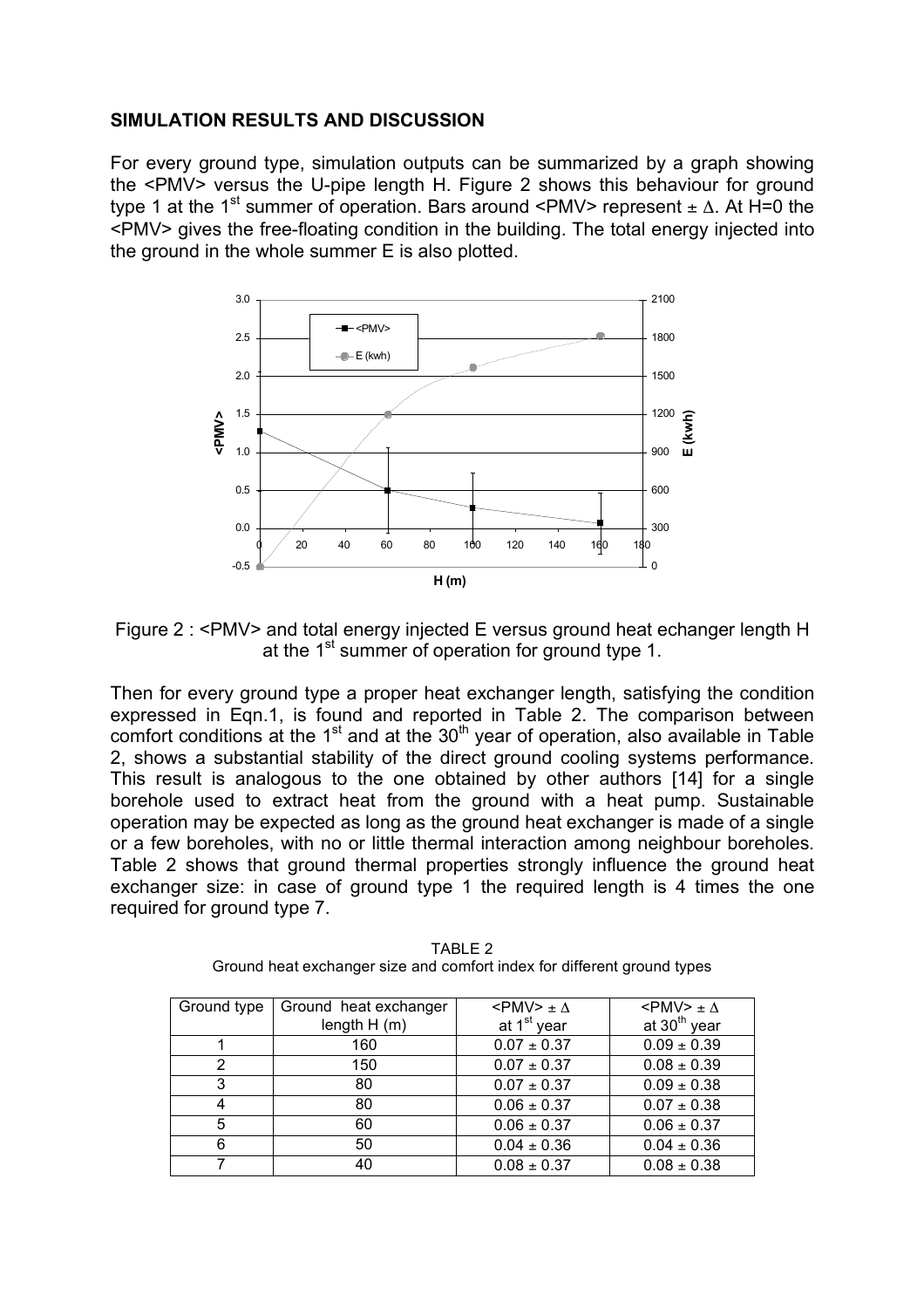## SIMULATION RESULTS AND DISCUSSION

For every ground type, simulation outputs can be summarized by a graph showing the <PMV> versus the U-pipe length H. Figure 2 shows this behaviour for ground type 1 at the 1st summer of operation. Bars around <PMV> represent $\pm \Delta$. At H=0 the <PMV> gives the free-floating condition in the building. The total energy injected into the ground in the whole summer E is also plotted.

Figure 2 : <PMV> and total energy injected E versus ground heat echanger length H at the 1st summer of operation for ground type 1.

Then for every ground type a proper heat exchanger length, satisfying the condition expressed in Eqn.1, is found and reported in Table 2. The comparison between comfort conditions at the 1st and at the 30th year of operation, also available in Table 2, shows a substantial stability of the direct ground cooling systems performance. This result is analogous to the one obtained by other authors [14] for a single borehole used to extract heat from the ground with a heat pump. Sustainable operation may be expected as long as the ground heat exchanger is made of a single or a few boreholes, with no or little thermal interaction among neighbour boreholes. Table 2 shows that ground thermal properties strongly influence the ground heat exchanger size: in case of ground type 1 the required length is 4 times the one required for ground type 7.

TABLE 2
Ground heat exchanger size and comfort index for different ground types

| Ground type | Ground heat exchanger length H (m) | <PMV> $\pm \Delta$ at 1st year | <PMV> $\pm \Delta$ at 30th year |
|---|---|---|---|
| 1 | 160 | $0.07 \pm 0.37$ | $0.09 \pm 0.39$ |
| 2 | 150 | $0.07 \pm 0.37$ | $0.08 \pm 0.39$ |
| 3 | 80 | $0.07 \pm 0.37$ | $0.09 \pm 0.38$ |
| 4 | 80 | $0.06 \pm 0.37$ | $0.07 \pm 0.38$ |
| 5 | 60 | $0.06 \pm 0.37$ | $0.06 \pm 0.37$ |
| 6 | 50 | $0.04 \pm 0.36$ | $0.04 \pm 0.36$ |
| 7 | 40 | $0.08 \pm 0.37$ | $0.08 \pm 0.38$ |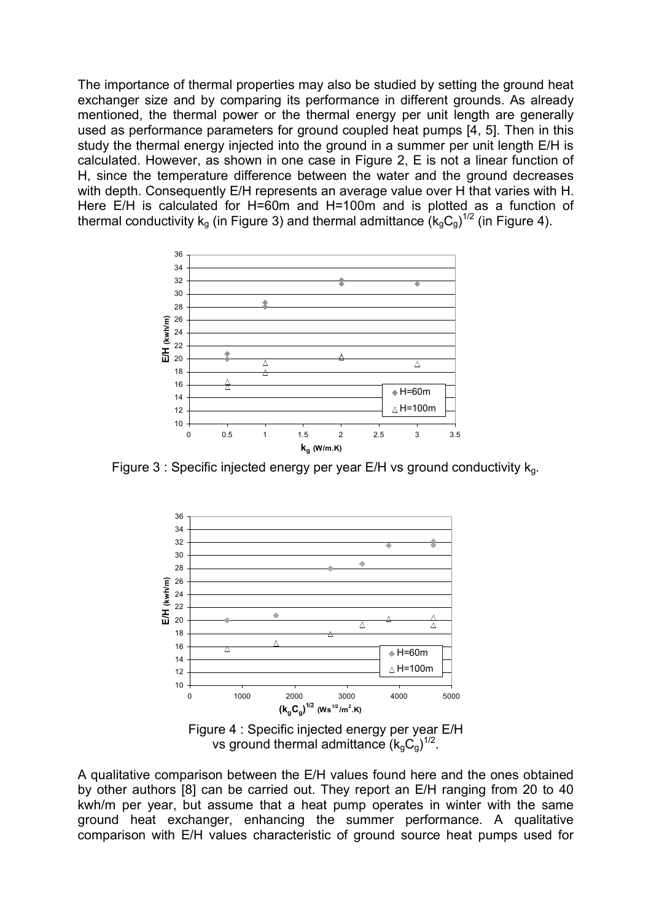The importance of thermal properties may also be studied by setting the ground heat exchanger size and by comparing its performance in different grounds. As already mentioned, the thermal power or the thermal energy per unit length are generally used as performance parameters for ground coupled heat pumps [4, 5]. Then in this study the thermal energy injected into the ground in a summer per unit length E/H is calculated. However, as shown in one case in Figure 2, E is not a linear function of H, since the temperature difference between the water and the ground decreases with depth. Consequently E/H represents an average value over H that varies with H. Here E/H is calculated for H=60m and H=100m and is plotted as a function of thermal conductivity $k_g$ (in Figure 3) and thermal admittance $(k_g C_g)^{1/2}$ (in Figure 4).

Figure 3 : Specific injected energy per year E/H vs ground conductivity $k_g$.

Figure 4 : Specific injected energy per year E/H vs ground thermal admittance $(k_g C_g)^{1/2}$.

A qualitative comparison between the E/H values found here and the ones obtained by other authors [8] can be carried out. They report an E/H ranging from 20 to 40 kwh/m per year, but assume that a heat pump operates in winter with the same ground heat exchanger, enhancing the summer performance. A qualitative comparison with E/H values characteristic of ground source heat pumps used for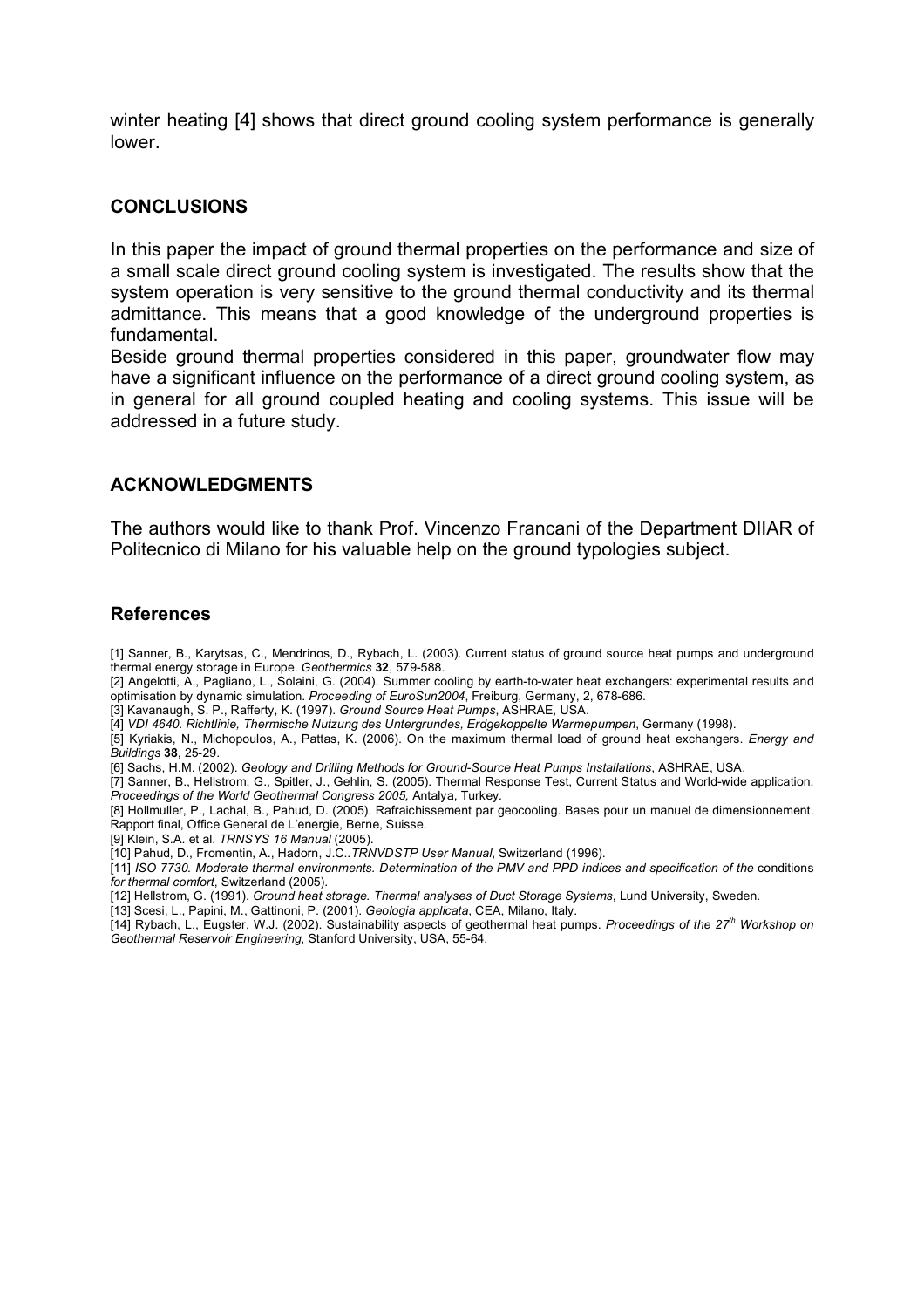winter heating [4] shows that direct ground cooling system performance is generally lower.

## CONCLUSIONS

In this paper the impact of ground thermal properties on the performance and size of a small scale direct ground cooling system is investigated. The results show that the system operation is very sensitive to the ground thermal conductivity and its thermal admittance. This means that a good knowledge of the underground properties is fundamental.

Beside ground thermal properties considered in this paper, groundwater flow may have a significant influence on the performance of a direct ground cooling system, as in general for all ground coupled heating and cooling systems. This issue will be addressed in a future study.

## ACKNOWLEDGMENTS

The authors would like to thank Prof. Vincenzo Francani of the Department DIIAR of Politecnico di Milano for his valuable help on the ground typologies subject.

## References

[1] Sanner, B., Karytsas, C., Mendrinos, D., Rybach, L. (2003). Current status of ground source heat pumps and underground thermal energy storage in Europe. *Geothermics* **32**, 579-588.

[2] Angelotti, A., Pagliano, L., Solaini, G. (2004). Summer cooling by earth-to-water heat exchangers: experimental results and optimisation by dynamic simulation. *Proceeding of EuroSun2004*, Freiburg, Germany, 2, 678-686.

[3] Kavanaugh, S. P., Rafferty, K. (1997). *Ground Source Heat Pumps*, ASHRAE, USA.

[4] *VDI 4640. Richtlinie, Thermische Nutzung des Untergrundes, Erdgekoppelte Warmepumpen*, Germany (1998).

[5] Kyriakis, N., Michopoulos, A., Pattas, K. (2006). On the maximum thermal load of ground heat exchangers. *Energy and Buildings* **38**, 25-29.

[6] Sachs, H.M. (2002). *Geology and Drilling Methods for Ground-Source Heat Pumps Installations*, ASHRAE, USA.

[7] Sanner, B., Hellstrom, G., Spitler, J., Gehlin, S. (2005). Thermal Response Test, Current Status and World-wide application. *Proceedings of the World Geothermal Congress 2005,* Antalya, Turkey.

[8] Hollmuller, P., Lachal, B., Pahud, D. (2005). Rafraichissement par geocooling. Bases pour un manuel de dimensionnement. Rapport final, Office General de L'energie, Berne, Suisse.

[9] Klein, S.A. et al. *TRNSYS 16 Manual* (2005).

[10] Pahud, D., Fromentin, A., Hadorn, J.C..*TRNVDSTP User Manual*, Switzerland (1996).

[11] *ISO 7730. Moderate thermal environments. Determination of the PMV and PPD indices and specification of the* conditions *for thermal comfort*, Switzerland (2005).

[12] Hellstrom, G. (1991). *Ground heat storage. Thermal analyses of Duct Storage Systems*, Lund University, Sweden.

[13] Scesi, L., Papini, M., Gattinoni, P. (2001). *Geologia applicata*, CEA, Milano, Italy.

[14] Rybach, L., Eugster, W.J. (2002). Sustainability aspects of geothermal heat pumps. *Proceedings of the 27th Workshop on Geothermal Reservoir Engineering*, Stanford University, USA, 55-64.